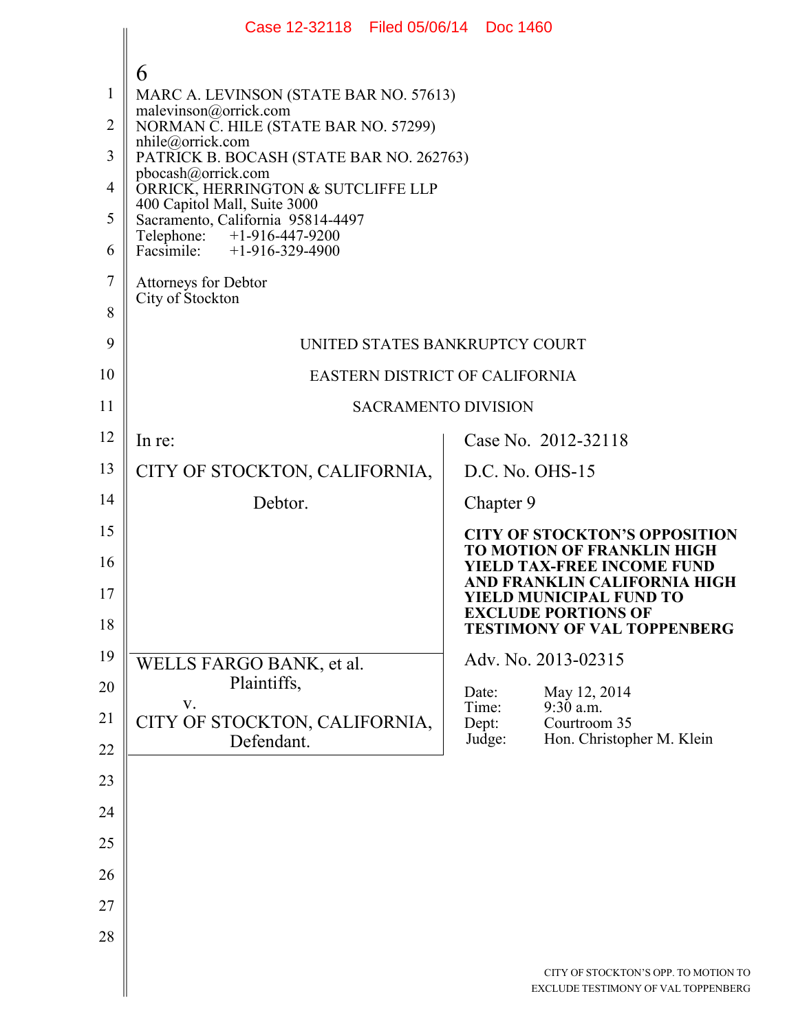Case 12-32118 Filed 05/06/14 Doc 1460

6

MARC A. LEVINSON (STATE BAR NO. 57613)
malevinson@orrick.com
NORMAN C. HILE (STATE BAR NO. 57299)
nhile@orrick.com
PATRICK B. BOCASH (STATE BAR NO. 262763)
pbocash@orrick.com
ORRICK, HERRINGTON & SUTCLIFFE LLP
400 Capitol Mall, Suite 3000
Sacramento, California 95814-4497
Telephone: +1-916-447-9200
Facsimile: +1-916-329-4900

Attorneys for Debtor
City of Stockton

UNITED STATES BANKRUPTCY COURT

EASTERN DISTRICT OF CALIFORNIA

SACRAMENTO DIVISION

| | |
|---|---|
| In re:<br><br>CITY OF STOCKTON, CALIFORNIA,<br><br>Debtor. | Case No. 2012-32118<br><br>D.C. No. OHS-15<br><br>Chapter 9<br><br>**CITY OF STOCKTON'S OPPOSITION TO MOTION OF FRANKLIN HIGH YIELD TAX-FREE INCOME FUND AND FRANKLIN CALIFORNIA HIGH YIELD MUNICIPAL FUND TO EXCLUDE PORTIONS OF TESTIMONY OF VAL TOPPENBERG** |
| WELLS FARGO BANK, et al.<br>Plaintiffs,<br>v.<br>CITY OF STOCKTON, CALIFORNIA,<br>Defendant. | Adv. No. 2013-02315<br><br>Date: May 12, 2014<br>Time: 9:30 a.m.<br>Dept: Courtroom 35<br>Judge: Hon. Christopher M. Klein |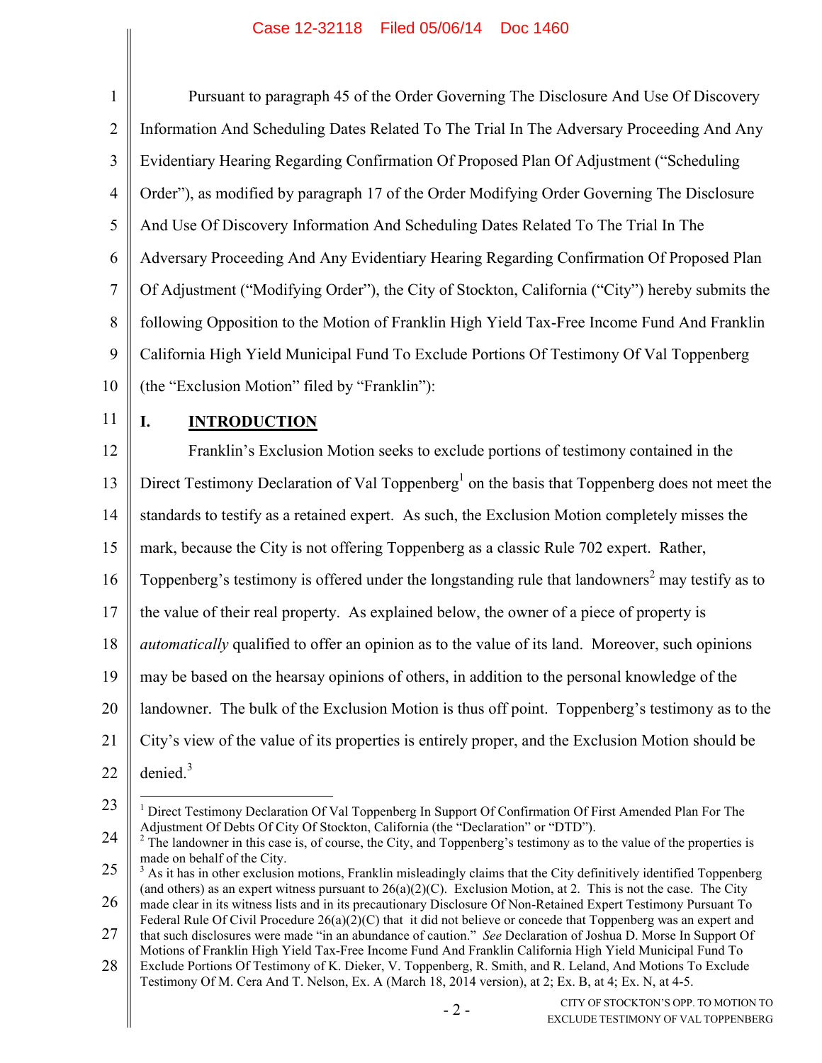Pursuant to paragraph 45 of the Order Governing The Disclosure And Use Of Discovery Information And Scheduling Dates Related To The Trial In The Adversary Proceeding And Any Evidentiary Hearing Regarding Confirmation Of Proposed Plan Of Adjustment ("Scheduling Order"), as modified by paragraph 17 of the Order Modifying Order Governing The Disclosure And Use Of Discovery Information And Scheduling Dates Related To The Trial In The Adversary Proceeding And Any Evidentiary Hearing Regarding Confirmation Of Proposed Plan Of Adjustment ("Modifying Order"), the City of Stockton, California ("City") hereby submits the following Opposition to the Motion of Franklin High Yield Tax-Free Income Fund And Franklin California High Yield Municipal Fund To Exclude Portions Of Testimony Of Val Toppenberg (the "Exclusion Motion" filed by "Franklin"):

## I. INTRODUCTION

Franklin's Exclusion Motion seeks to exclude portions of testimony contained in the Direct Testimony Declaration of Val Toppenberg[1] on the basis that Toppenberg does not meet the standards to testify as a retained expert. As such, the Exclusion Motion completely misses the mark, because the City is not offering Toppenberg as a classic Rule 702 expert. Rather, Toppenberg's testimony is offered under the longstanding rule that landowners[2] may testify as to the value of their real property. As explained below, the owner of a piece of property is *automatically* qualified to offer an opinion as to the value of its land. Moreover, such opinions may be based on the hearsay opinions of others, in addition to the personal knowledge of the landowner. The bulk of the Exclusion Motion is thus off point. Toppenberg's testimony as to the City's view of the value of its properties is entirely proper, and the Exclusion Motion should be denied.[3]

---

[1] Direct Testimony Declaration Of Val Toppenberg In Support Of Confirmation Of First Amended Plan For The Adjustment Of Debts Of City Of Stockton, California (the "Declaration" or "DTD").

[2] The landowner in this case is, of course, the City, and Toppenberg's testimony as to the value of the properties is made on behalf of the City.

[3] As it has in other exclusion motions, Franklin misleadingly claims that the City definitively identified Toppenberg (and others) as an expert witness pursuant to 26(a)(2)(C). Exclusion Motion, at 2. This is not the case. The City made clear in its witness lists and in its precautionary Disclosure Of Non-Retained Expert Testimony Pursuant To Federal Rule Of Civil Procedure 26(a)(2)(C) that it did not believe or concede that Toppenberg was an expert and that such disclosures were made "in an abundance of caution." *See* Declaration of Joshua D. Morse In Support Of Motions of Franklin High Yield Tax-Free Income Fund And Franklin California High Yield Municipal Fund To Exclude Portions Of Testimony of K. Dieker, V. Toppenberg, R. Smith, and R. Leland, And Motions To Exclude Testimony Of M. Cera And T. Nelson, Ex. A (March 18, 2014 version), at 2; Ex. B, at 4; Ex. N, at 4-5.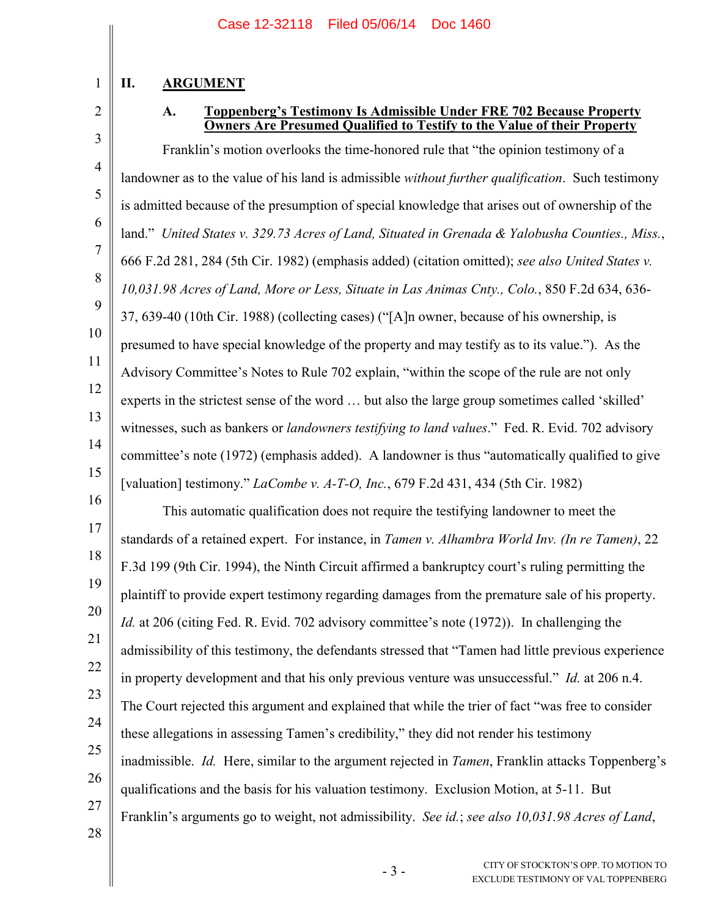## II. ARGUMENT

### A. Toppenberg's Testimony Is Admissible Under FRE 702 Because Property Owners Are Presumed Qualified to Testify to the Value of their Property

Franklin's motion overlooks the time-honored rule that "the opinion testimony of a landowner as to the value of his land is admissible *without further qualification*. Such testimony is admitted because of the presumption of special knowledge that arises out of ownership of the land." *United States v. 329.73 Acres of Land, Situated in Grenada & Yalobusha Counties., Miss.*, 666 F.2d 281, 284 (5th Cir. 1982) (emphasis added) (citation omitted); *see also United States v. 10,031.98 Acres of Land, More or Less, Situate in Las Animas Cnty., Colo.*, 850 F.2d 634, 636-37, 639-40 (10th Cir. 1988) (collecting cases) ("[A]n owner, because of his ownership, is presumed to have special knowledge of the property and may testify as to its value."). As the Advisory Committee's Notes to Rule 702 explain, "within the scope of the rule are not only experts in the strictest sense of the word … but also the large group sometimes called 'skilled' witnesses, such as bankers or *landowners testifying to land values*." Fed. R. Evid. 702 advisory committee's note (1972) (emphasis added). A landowner is thus "automatically qualified to give [valuation] testimony." *LaCombe v. A-T-O, Inc.*, 679 F.2d 431, 434 (5th Cir. 1982)

This automatic qualification does not require the testifying landowner to meet the standards of a retained expert. For instance, in *Tamen v. Alhambra World Inv. (In re Tamen)*, 22 F.3d 199 (9th Cir. 1994), the Ninth Circuit affirmed a bankruptcy court's ruling permitting the plaintiff to provide expert testimony regarding damages from the premature sale of his property. *Id.* at 206 (citing Fed. R. Evid. 702 advisory committee's note (1972)). In challenging the admissibility of this testimony, the defendants stressed that "Tamen had little previous experience in property development and that his only previous venture was unsuccessful." *Id.* at 206 n.4. The Court rejected this argument and explained that while the trier of fact "was free to consider these allegations in assessing Tamen's credibility," they did not render his testimony inadmissible. *Id.* Here, similar to the argument rejected in *Tamen*, Franklin attacks Toppenberg's qualifications and the basis for his valuation testimony. Exclusion Motion, at 5-11. But Franklin's arguments go to weight, not admissibility. *See id.*; *see also 10,031.98 Acres of Land*,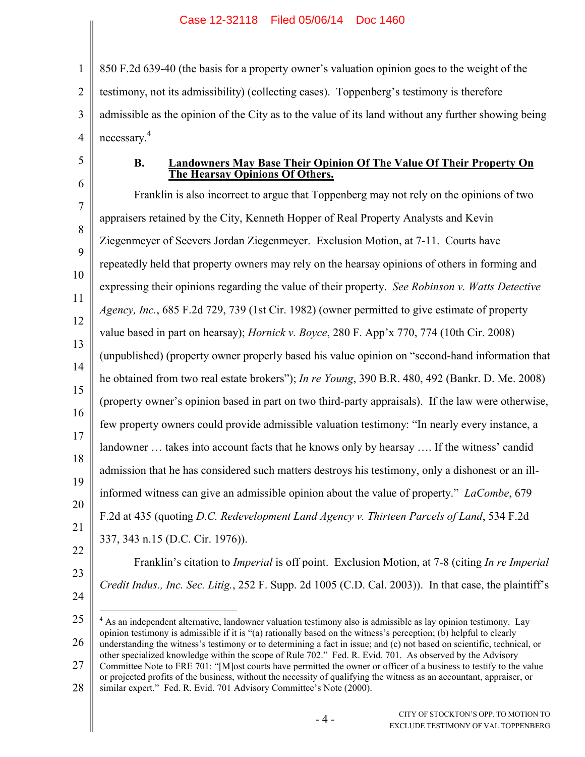850 F.2d 639-40 (the basis for a property owner's valuation opinion goes to the weight of the testimony, not its admissibility) (collecting cases). Toppenberg's testimony is therefore admissible as the opinion of the City as to the value of its land without any further showing being necessary.[4]

### B. Landowners May Base Their Opinion Of The Value Of Their Property On The Hearsay Opinions Of Others.

Franklin is also incorrect to argue that Toppenberg may not rely on the opinions of two appraisers retained by the City, Kenneth Hopper of Real Property Analysts and Kevin Ziegenmeyer of Seevers Jordan Ziegenmeyer. Exclusion Motion, at 7-11. Courts have repeatedly held that property owners may rely on the hearsay opinions of others in forming and expressing their opinions regarding the value of their property. *See Robinson v. Watts Detective Agency, Inc.*, 685 F.2d 729, 739 (1st Cir. 1982) (owner permitted to give estimate of property value based in part on hearsay); *Hornick v. Boyce*, 280 F. App'x 770, 774 (10th Cir. 2008) (unpublished) (property owner properly based his value opinion on "second-hand information that he obtained from two real estate brokers"); *In re Young*, 390 B.R. 480, 492 (Bankr. D. Me. 2008) (property owner's opinion based in part on two third-party appraisals). If the law were otherwise, few property owners could provide admissible valuation testimony: "In nearly every instance, a landowner … takes into account facts that he knows only by hearsay …. If the witness' candid admission that he has considered such matters destroys his testimony, only a dishonest or an ill-informed witness can give an admissible opinion about the value of property." *LaCombe*, 679 F.2d at 435 (quoting *D.C. Redevelopment Land Agency v. Thirteen Parcels of Land*, 534 F.2d 337, 343 n.15 (D.C. Cir. 1976)).

Franklin's citation to *Imperial* is off point. Exclusion Motion, at 7-8 (citing *In re Imperial Credit Indus., Inc. Sec. Litig.*, 252 F. Supp. 2d 1005 (C.D. Cal. 2003)). In that case, the plaintiff's

[4] As an independent alternative, landowner valuation testimony also is admissible as lay opinion testimony. Lay opinion testimony is admissible if it is "(a) rationally based on the witness's perception; (b) helpful to clearly understanding the witness's testimony or to determining a fact in issue; and (c) not based on scientific, technical, or other specialized knowledge within the scope of Rule 702." Fed. R. Evid. 701. As observed by the Advisory Committee Note to FRE 701: "[M]ost courts have permitted the owner or officer of a business to testify to the value or projected profits of the business, without the necessity of qualifying the witness as an accountant, appraiser, or similar expert." Fed. R. Evid. 701 Advisory Committee's Note (2000).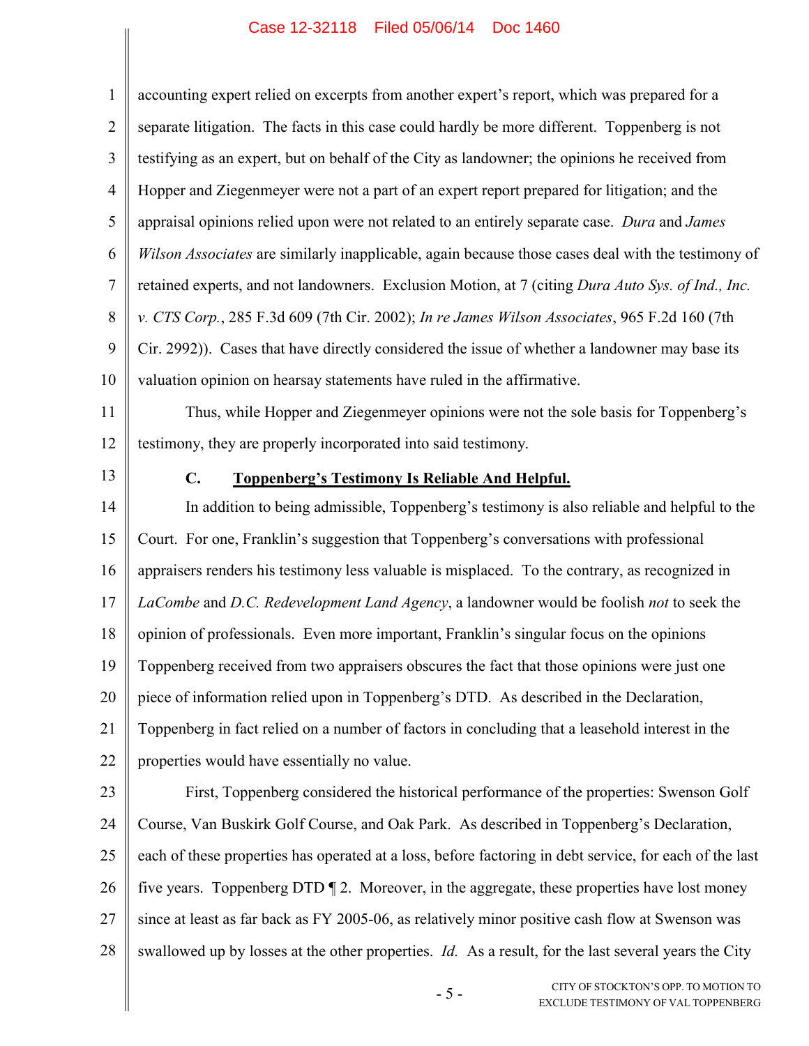accounting expert relied on excerpts from another expert's report, which was prepared for a separate litigation. The facts in this case could hardly be more different. Toppenberg is not testifying as an expert, but on behalf of the City as landowner; the opinions he received from Hopper and Ziegenmeyer were not a part of an expert report prepared for litigation; and the appraisal opinions relied upon were not related to an entirely separate case. *Dura* and *James Wilson Associates* are similarly inapplicable, again because those cases deal with the testimony of retained experts, and not landowners. Exclusion Motion, at 7 (citing *Dura Auto Sys. of Ind., Inc. v. CTS Corp.*, 285 F.3d 609 (7th Cir. 2002); *In re James Wilson Associates*, 965 F.2d 160 (7th Cir. 2992)). Cases that have directly considered the issue of whether a landowner may base its valuation opinion on hearsay statements have ruled in the affirmative.

Thus, while Hopper and Ziegenmeyer opinions were not the sole basis for Toppenberg's testimony, they are properly incorporated into said testimony.

### C. Toppenberg's Testimony Is Reliable And Helpful.

In addition to being admissible, Toppenberg's testimony is also reliable and helpful to the Court. For one, Franklin's suggestion that Toppenberg's conversations with professional appraisers renders his testimony less valuable is misplaced. To the contrary, as recognized in *LaCombe* and *D.C. Redevelopment Land Agency*, a landowner would be foolish *not* to seek the opinion of professionals. Even more important, Franklin's singular focus on the opinions Toppenberg received from two appraisers obscures the fact that those opinions were just one piece of information relied upon in Toppenberg's DTD. As described in the Declaration, Toppenberg in fact relied on a number of factors in concluding that a leasehold interest in the properties would have essentially no value.

First, Toppenberg considered the historical performance of the properties: Swenson Golf Course, Van Buskirk Golf Course, and Oak Park. As described in Toppenberg's Declaration, each of these properties has operated at a loss, before factoring in debt service, for each of the last five years. Toppenberg DTD ¶ 2. Moreover, in the aggregate, these properties have lost money since at least as far back as FY 2005-06, as relatively minor positive cash flow at Swenson was swallowed up by losses at the other properties. *Id.* As a result, for the last several years the City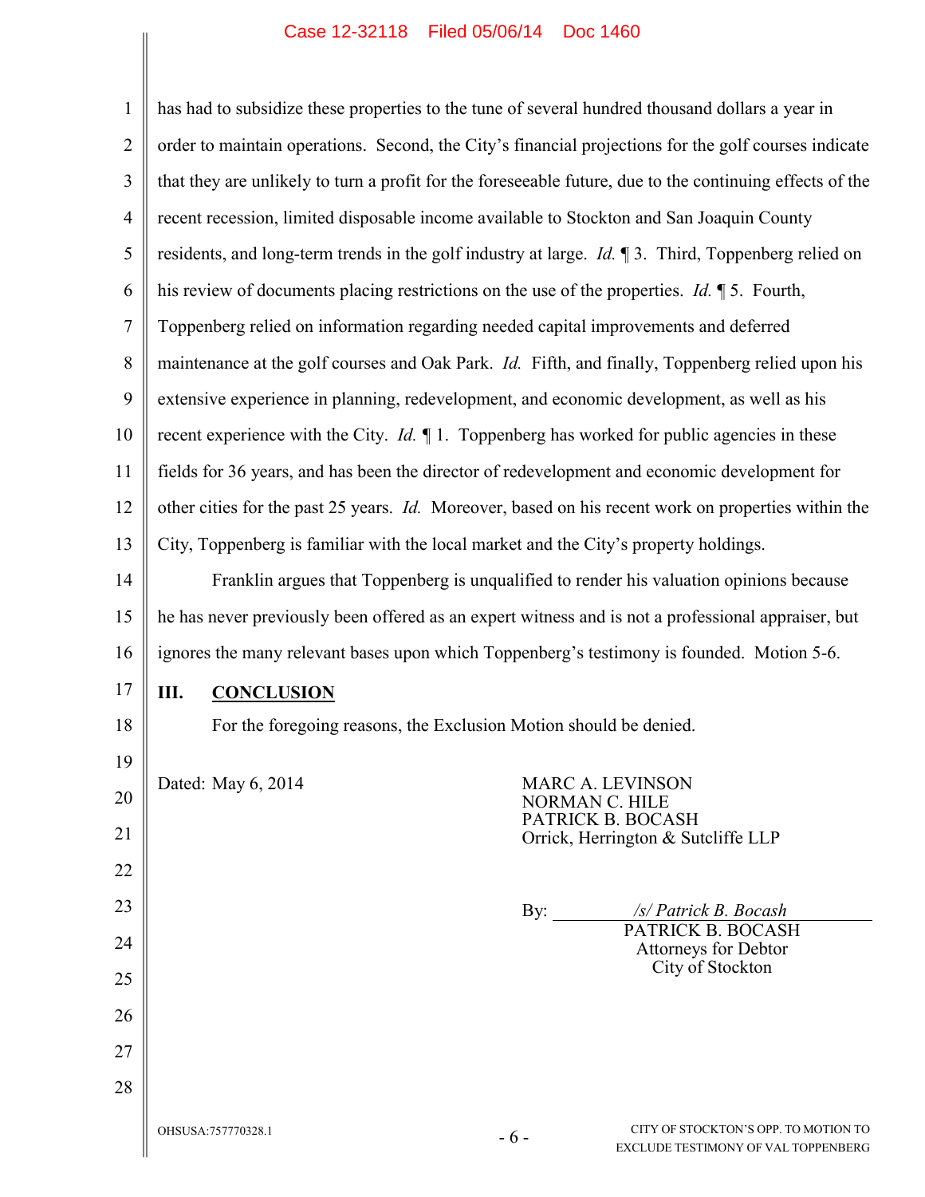has had to subsidize these properties to the tune of several hundred thousand dollars a year in order to maintain operations. Second, the City's financial projections for the golf courses indicate that they are unlikely to turn a profit for the foreseeable future, due to the continuing effects of the recent recession, limited disposable income available to Stockton and San Joaquin County residents, and long-term trends in the golf industry at large. *Id.* ¶ 3. Third, Toppenberg relied on his review of documents placing restrictions on the use of the properties. *Id.* ¶ 5. Fourth, Toppenberg relied on information regarding needed capital improvements and deferred maintenance at the golf courses and Oak Park. *Id.* Fifth, and finally, Toppenberg relied upon his extensive experience in planning, redevelopment, and economic development, as well as his recent experience with the City. *Id.* ¶ 1. Toppenberg has worked for public agencies in these fields for 36 years, and has been the director of redevelopment and economic development for other cities for the past 25 years. *Id.* Moreover, based on his recent work on properties within the City, Toppenberg is familiar with the local market and the City's property holdings.

Franklin argues that Toppenberg is unqualified to render his valuation opinions because he has never previously been offered as an expert witness and is not a professional appraiser, but ignores the many relevant bases upon which Toppenberg's testimony is founded. Motion 5-6.

## III. CONCLUSION

For the foregoing reasons, the Exclusion Motion should be denied.

Dated: May 6, 2014

MARC A. LEVINSON
NORMAN C. HILE
PATRICK B. BOCASH
Orrick, Herrington & Sutcliffe LLP

By: */s/ Patrick B. Bocash*
PATRICK B. BOCASH
Attorneys for Debtor
City of Stockton